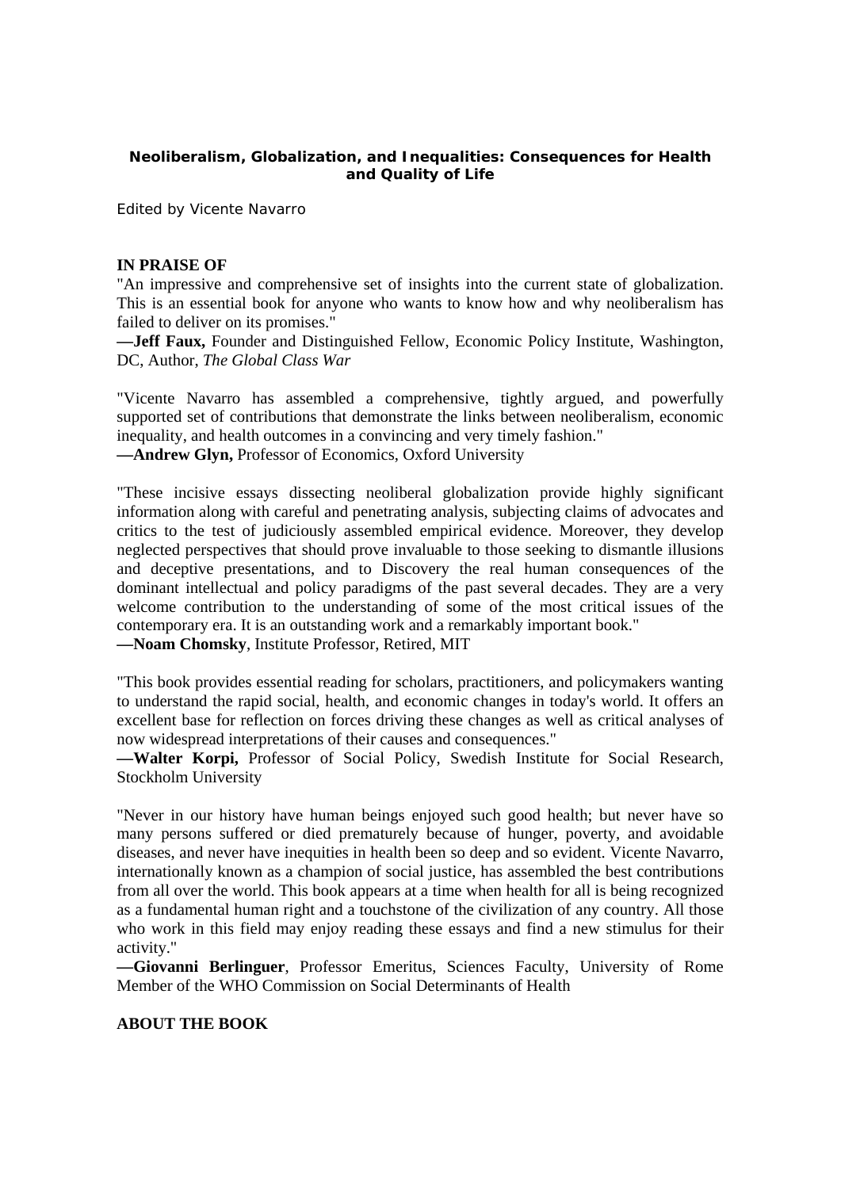**Neoliberalism, Globalization, and Inequalities: Consequences for Health and Quality of Life**

Edited by Vicente Navarro

**IN PRAISE OF**

"An impressive and comprehensive set of insights into the current state of globalization. This is an essential book for anyone who wants to know how and why neoliberalism has failed to deliver on its promises."
**—Jeff Faux,** Founder and Distinguished Fellow, Economic Policy Institute, Washington, DC, Author, *The Global Class War*

"Vicente Navarro has assembled a comprehensive, tightly argued, and powerfully supported set of contributions that demonstrate the links between neoliberalism, economic inequality, and health outcomes in a convincing and very timely fashion."
**—Andrew Glyn,** Professor of Economics, Oxford University

"These incisive essays dissecting neoliberal globalization provide highly significant information along with careful and penetrating analysis, subjecting claims of advocates and critics to the test of judiciously assembled empirical evidence. Moreover, they develop neglected perspectives that should prove invaluable to those seeking to dismantle illusions and deceptive presentations, and to Discovery the real human consequences of the dominant intellectual and policy paradigms of the past several decades. They are a very welcome contribution to the understanding of some of the most critical issues of the contemporary era. It is an outstanding work and a remarkably important book."
**—Noam Chomsky**, Institute Professor, Retired, MIT

"This book provides essential reading for scholars, practitioners, and policymakers wanting to understand the rapid social, health, and economic changes in today's world. It offers an excellent base for reflection on forces driving these changes as well as critical analyses of now widespread interpretations of their causes and consequences."
**—Walter Korpi,** Professor of Social Policy, Swedish Institute for Social Research, Stockholm University

"Never in our history have human beings enjoyed such good health; but never have so many persons suffered or died prematurely because of hunger, poverty, and avoidable diseases, and never have inequities in health been so deep and so evident. Vicente Navarro, internationally known as a champion of social justice, has assembled the best contributions from all over the world. This book appears at a time when health for all is being recognized as a fundamental human right and a touchstone of the civilization of any country. All those who work in this field may enjoy reading these essays and find a new stimulus for their activity."
**—Giovanni Berlinguer**, Professor Emeritus, Sciences Faculty, University of Rome Member of the WHO Commission on Social Determinants of Health

**ABOUT THE BOOK**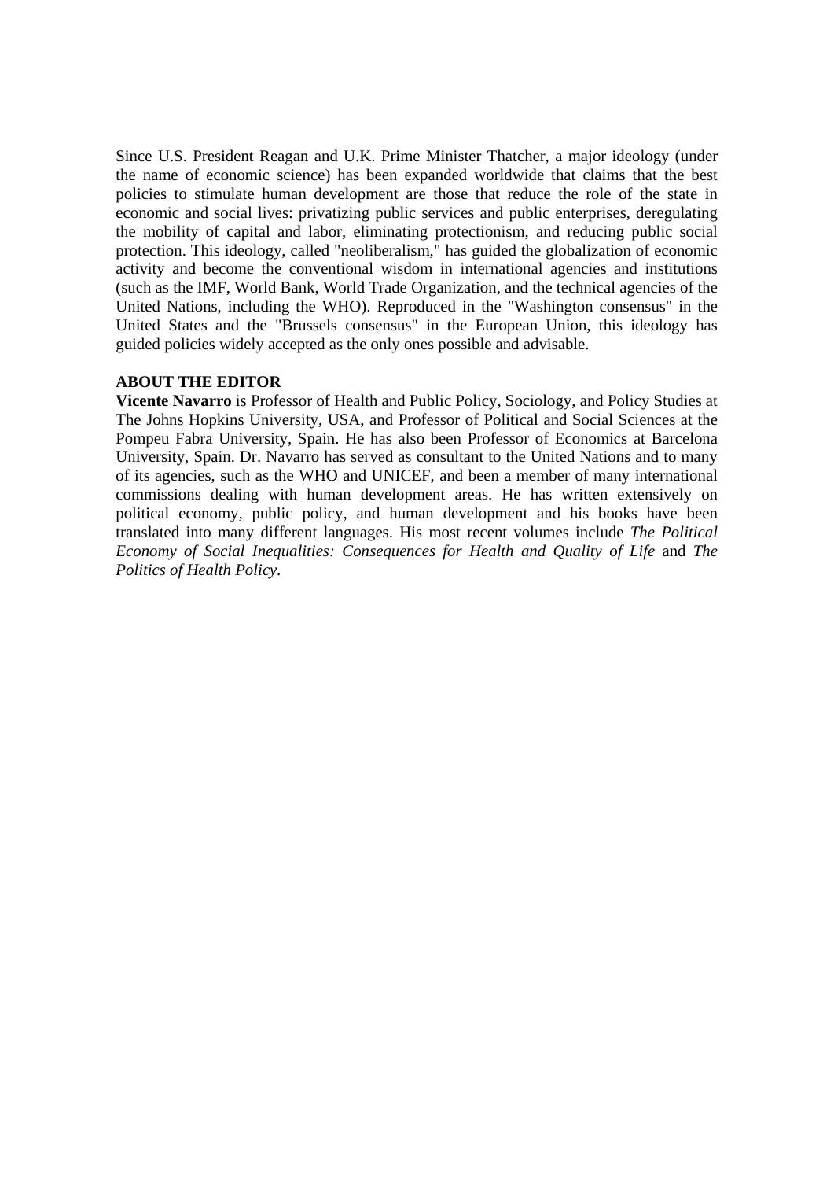Since U.S. President Reagan and U.K. Prime Minister Thatcher, a major ideology (under the name of economic science) has been expanded worldwide that claims that the best policies to stimulate human development are those that reduce the role of the state in economic and social lives: privatizing public services and public enterprises, deregulating the mobility of capital and labor, eliminating protectionism, and reducing public social protection. This ideology, called "neoliberalism," has guided the globalization of economic activity and become the conventional wisdom in international agencies and institutions (such as the IMF, World Bank, World Trade Organization, and the technical agencies of the United Nations, including the WHO). Reproduced in the "Washington consensus" in the United States and the "Brussels consensus" in the European Union, this ideology has guided policies widely accepted as the only ones possible and advisable.

**ABOUT THE EDITOR**

**Vicente Navarro** is Professor of Health and Public Policy, Sociology, and Policy Studies at The Johns Hopkins University, USA, and Professor of Political and Social Sciences at the Pompeu Fabra University, Spain. He has also been Professor of Economics at Barcelona University, Spain. Dr. Navarro has served as consultant to the United Nations and to many of its agencies, such as the WHO and UNICEF, and been a member of many international commissions dealing with human development areas. He has written extensively on political economy, public policy, and human development and his books have been translated into many different languages. His most recent volumes include *The Political Economy of Social Inequalities: Consequences for Health and Quality of Life* and *The Politics of Health Policy*.